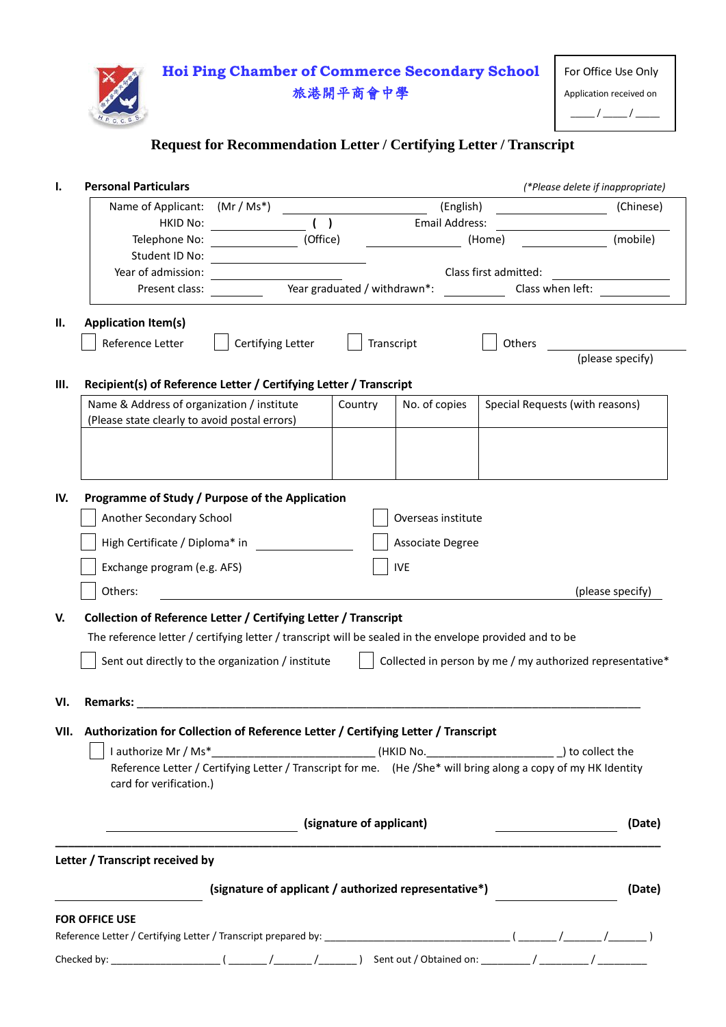# Hoi Ping Chamber of Commerce Secondary School
# 旅港開平商會中學

For Office Use Only
Application received on
____ / ____ / ____

## Request for Recommendation Letter / Certifying Letter / Transcript

**I. Personal Particulars** *(*Please delete if inappropriate)*

Name of Applicant: (Mr / Ms*) ________________ (English) ________________ (Chinese)
HKID No: ____________ ( ) Email Address: ________________
Telephone No: ____________ (Office) ____________ (Home) ____________ (mobile)
Student ID No: ________________
Year of admission: ________________ Class first admitted: ________________
Present class: ________ Year graduated / withdrawn*: ________ Class when left: ________

**II. Application Item(s)**

☐ Reference Letter ☐ Certifying Letter ☐ Transcript ☐ Others ________________ (please specify)

**III. Recipient(s) of Reference Letter / Certifying Letter / Transcript**

| Name & Address of organization / institute (Please state clearly to avoid postal errors) | Country | No. of copies | Special Requests (with reasons) |
|---|---|---|---|
| | | | |

**IV. Programme of Study / Purpose of the Application**

☐ Another Secondary School
☐ Overseas institute
☐ High Certificate / Diploma* in ________________
☐ Associate Degree
☐ Exchange program (e.g. AFS)
☐ IVE
☐ Others: ________________________________ (please specify)

**V. Collection of Reference Letter / Certifying Letter / Transcript**

The reference letter / certifying letter / transcript will be sealed in the envelope provided and to be

☐ Sent out directly to the organization / institute ☐ Collected in person by me / my authorized representative*

**VI. Remarks:** ________________________________________________

**VII. Authorization for Collection of Reference Letter / Certifying Letter / Transcript**

☐ I authorize Mr / Ms*________________________ (HKID No.____________________ ) to collect the Reference Letter / Certifying Letter / Transcript for me. (He /She* will bring along a copy of my HK Identity card for verification.)

________________________ **(signature of applicant)** ________________ **(Date)**

---

**Letter / Transcript received by**

________________________ **(signature of applicant / authorized representative*)** ________________ **(Date)**

**FOR OFFICE USE**

Reference Letter / Certifying Letter / Transcript prepared by: ________________________ ( ______ /______ /______ )

Checked by: ____________________ ( _______ /_______ /_______ ) Sent out / Obtained on: _________ / _________ / _________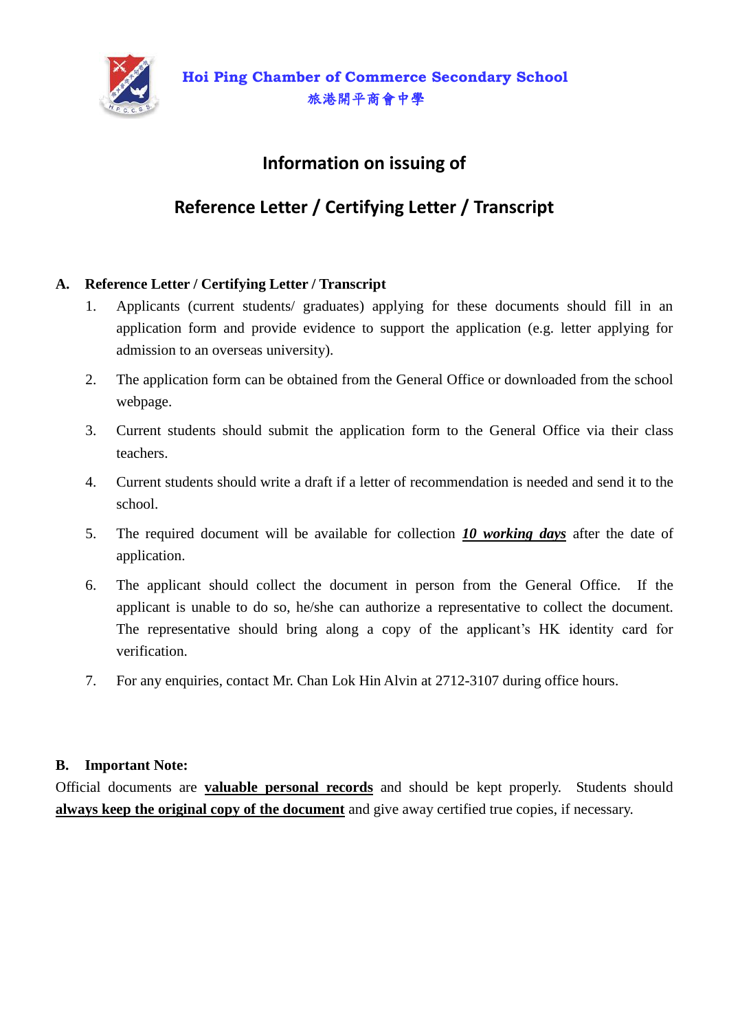**Hoi Ping Chamber of Commerce Secondary School**
**旅港開平商會中學**

# Information on issuing of

# Reference Letter / Certifying Letter / Transcript

## A. Reference Letter / Certifying Letter / Transcript

1. Applicants (current students/ graduates) applying for these documents should fill in an application form and provide evidence to support the application (e.g. letter applying for admission to an overseas university).
2. The application form can be obtained from the General Office or downloaded from the school webpage.
3. Current students should submit the application form to the General Office via their class teachers.
4. Current students should write a draft if a letter of recommendation is needed and send it to the school.
5. The required document will be available for collection ***<u>10 working days</u>*** after the date of application.
6. The applicant should collect the document in person from the General Office. If the applicant is unable to do so, he/she can authorize a representative to collect the document. The representative should bring along a copy of the applicant's HK identity card for verification.
7. For any enquiries, contact Mr. Chan Lok Hin Alvin at 2712-3107 during office hours.

## B. Important Note:

Official documents are **<u>valuable personal records</u>** and should be kept properly. Students should **<u>always keep the original copy of the document</u>** and give away certified true copies, if necessary.